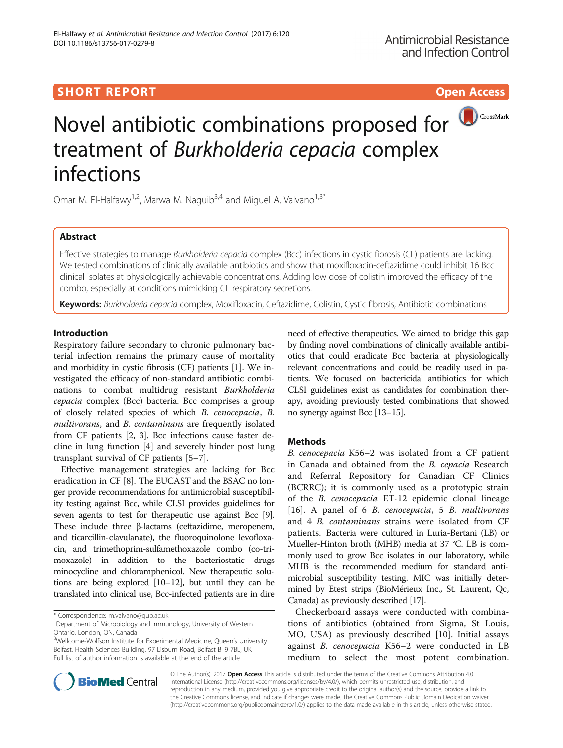SHORT REPORT

Open Access

# Novel antibiotic combinations proposed for treatment of *Burkholderia cepacia* complex infections

Omar M. El-Halfawy[1,2], Marwa M. Naguib[3,4] and Miguel A. Valvano[1,3*]

## Abstract

Effective strategies to manage *Burkholderia cepacia* complex (Bcc) infections in cystic fibrosis (CF) patients are lacking. We tested combinations of clinically available antibiotics and show that moxifloxacin-ceftazidime could inhibit 16 Bcc clinical isolates at physiologically achievable concentrations. Adding low dose of colistin improved the efficacy of the combo, especially at conditions mimicking CF respiratory secretions.

**Keywords:** *Burkholderia cepacia* complex, Moxifloxacin, Ceftazidime, Colistin, Cystic fibrosis, Antibiotic combinations

## Introduction

Respiratory failure secondary to chronic pulmonary bacterial infection remains the primary cause of mortality and morbidity in cystic fibrosis (CF) patients [1]. We investigated the efficacy of non-standard antibiotic combinations to combat multidrug resistant *Burkholderia cepacia* complex (Bcc) bacteria. Bcc comprises a group of closely related species of which *B. cenocepacia*, *B. multivorans*, and *B. contaminans* are frequently isolated from CF patients [2, 3]. Bcc infections cause faster decline in lung function [4] and severely hinder post lung transplant survival of CF patients [5–7].

Effective management strategies are lacking for Bcc eradication in CF [8]. The EUCAST and the BSAC no longer provide recommendations for antimicrobial susceptibility testing against Bcc, while CLSI provides guidelines for seven agents to test for therapeutic use against Bcc [9]. These include three β-lactams (ceftazidime, meropenem, and ticarcillin-clavulanate), the fluoroquinolone levofloxacin, and trimethoprim-sulfamethoxazole combo (co-trimoxazole) in addition to the bacteriostatic drugs minocycline and chloramphenicol. New therapeutic solutions are being explored [10–12], but until they can be translated into clinical use, Bcc-infected patients are in dire need of effective therapeutics. We aimed to bridge this gap by finding novel combinations of clinically available antibiotics that could eradicate Bcc bacteria at physiologically relevant concentrations and could be readily used in patients. We focused on bactericidal antibiotics for which CLSI guidelines exist as candidates for combination therapy, avoiding previously tested combinations that showed no synergy against Bcc [13–15].

## Methods

*B. cenocepacia* K56–2 was isolated from a CF patient in Canada and obtained from the *B. cepacia* Research and Referral Repository for Canadian CF Clinics (BCRRC); it is commonly used as a prototypic strain of the *B. cenocepacia* ET-12 epidemic clonal lineage [16]. A panel of 6 *B. cenocepacia*, 5 *B. multivorans* and 4 *B. contaminans* strains were isolated from CF patients. Bacteria were cultured in Luria-Bertani (LB) or Mueller-Hinton broth (MHB) media at 37 °C. LB is commonly used to grow Bcc isolates in our laboratory, while MHB is the recommended medium for standard antimicrobial susceptibility testing. MIC was initially determined by Etest strips (BioMérieux Inc., St. Laurent, Qc, Canada) as previously described [17].

Checkerboard assays were conducted with combinations of antibiotics (obtained from Sigma, St Louis, MO, USA) as previously described [10]. Initial assays against *B. cenocepacia* K56–2 were conducted in LB medium to select the most potent combination.

\* Correspondence: m.valvano@qub.ac.uk
[1]Department of Microbiology and Immunology, University of Western Ontario, London, ON, Canada
[3]Wellcome-Wolfson Institute for Experimental Medicine, Queen's University Belfast, Health Sciences Building, 97 Lisburn Road, Belfast BT9 7BL, UK
Full list of author information is available at the end of the article

© The Author(s). 2017 **Open Access** This article is distributed under the terms of the Creative Commons Attribution 4.0 International License (http://creativecommons.org/licenses/by/4.0/), which permits unrestricted use, distribution, and reproduction in any medium, provided you give appropriate credit to the original author(s) and the source, provide a link to the Creative Commons license, and indicate if changes were made. The Creative Commons Public Domain Dedication waiver (http://creativecommons.org/publicdomain/zero/1.0/) applies to the data made available in this article, unless otherwise stated.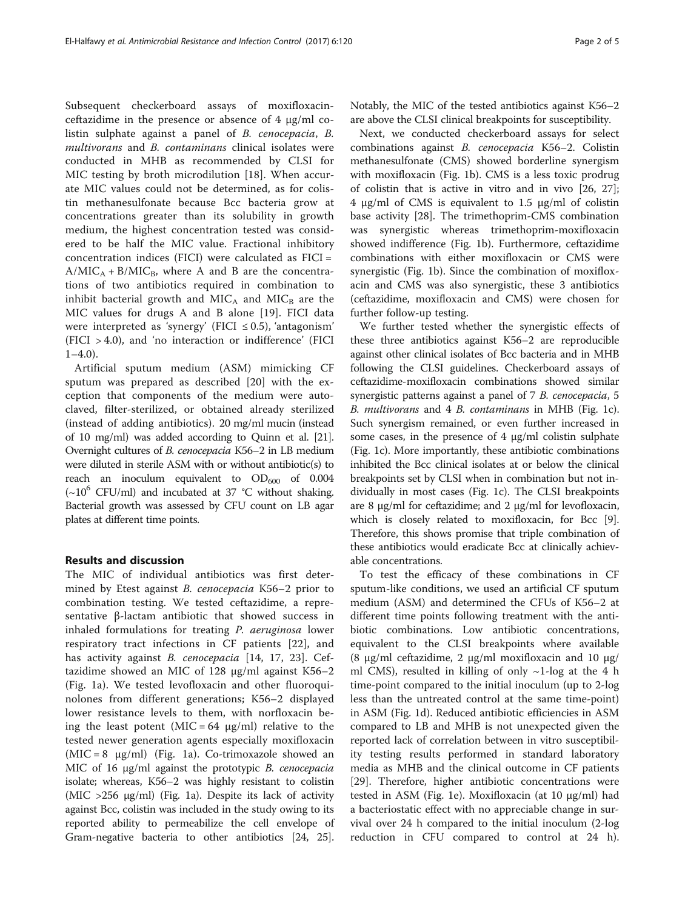Subsequent checkerboard assays of moxifloxacin-ceftazidime in the presence or absence of 4 μg/ml colistin sulphate against a panel of *B. cenocepacia*, *B. multivorans* and *B. contaminans* clinical isolates were conducted in MHB as recommended by CLSI for MIC testing by broth microdilution [18]. When accurate MIC values could not be determined, as for colistin methanesulfonate because Bcc bacteria grow at concentrations greater than its solubility in growth medium, the highest concentration tested was considered to be half the MIC value. Fractional inhibitory concentration indices (FICI) were calculated as FICI = $A/MIC_A + B/MIC_B$, where A and B are the concentrations of two antibiotics required in combination to inhibit bacterial growth and $MIC_A$ and $MIC_B$ are the MIC values for drugs A and B alone [19]. FICI data were interpreted as 'synergy' (FICI ≤ 0.5), 'antagonism' (FICI > 4.0), and 'no interaction or indifference' (FICI 1–4.0).

Artificial sputum medium (ASM) mimicking CF sputum was prepared as described [20] with the exception that components of the medium were autoclaved, filter-sterilized, or obtained already sterilized (instead of adding antibiotics). 20 mg/ml mucin (instead of 10 mg/ml) was added according to Quinn et al. [21]. Overnight cultures of *B. cenocepacia* K56–2 in LB medium were diluted in sterile ASM with or without antibiotic(s) to reach an inoculum equivalent to $OD_{600}$ of 0.004 (~$10^6$ CFU/ml) and incubated at 37 °C without shaking. Bacterial growth was assessed by CFU count on LB agar plates at different time points.

## Results and discussion

The MIC of individual antibiotics was first determined by Etest against *B. cenocepacia* K56–2 prior to combination testing. We tested ceftazidime, a representative β-lactam antibiotic that showed success in inhaled formulations for treating *P. aeruginosa* lower respiratory tract infections in CF patients [22], and has activity against *B. cenocepacia* [14, 17, 23]. Ceftazidime showed an MIC of 128 μg/ml against K56–2 (Fig. 1a). We tested levofloxacin and other fluoroquinolones from different generations; K56–2 displayed lower resistance levels to them, with norfloxacin being the least potent (MIC = 64 μg/ml) relative to the tested newer generation agents especially moxifloxacin (MIC = 8 μg/ml) (Fig. 1a). Co-trimoxazole showed an MIC of 16 μg/ml against the prototypic *B. cenocepacia* isolate; whereas, K56–2 was highly resistant to colistin (MIC >256 μg/ml) (Fig. 1a). Despite its lack of activity against Bcc, colistin was included in the study owing to its reported ability to permeabilize the cell envelope of Gram-negative bacteria to other antibiotics [24, 25]. Notably, the MIC of the tested antibiotics against K56–2 are above the CLSI clinical breakpoints for susceptibility.

Next, we conducted checkerboard assays for select combinations against *B. cenocepacia* K56–2. Colistin methanesulfonate (CMS) showed borderline synergism with moxifloxacin (Fig. 1b). CMS is a less toxic prodrug of colistin that is active in vitro and in vivo [26, 27]; 4 μg/ml of CMS is equivalent to 1.5 μg/ml of colistin base activity [28]. The trimethoprim-CMS combination was synergistic whereas trimethoprim-moxifloxacin showed indifference (Fig. 1b). Furthermore, ceftazidime combinations with either moxifloxacin or CMS were synergistic (Fig. 1b). Since the combination of moxifloxacin and CMS was also synergistic, these 3 antibiotics (ceftazidime, moxifloxacin and CMS) were chosen for further follow-up testing.

We further tested whether the synergistic effects of these three antibiotics against K56–2 are reproducible against other clinical isolates of Bcc bacteria and in MHB following the CLSI guidelines. Checkerboard assays of ceftazidime-moxifloxacin combinations showed similar synergistic patterns against a panel of 7 *B. cenocepacia*, 5 *B. multivorans* and 4 *B. contaminans* in MHB (Fig. 1c). Such synergism remained, or even further increased in some cases, in the presence of 4 μg/ml colistin sulphate (Fig. 1c). More importantly, these antibiotic combinations inhibited the Bcc clinical isolates at or below the clinical breakpoints set by CLSI when in combination but not individually in most cases (Fig. 1c). The CLSI breakpoints are 8 μg/ml for ceftazidime; and 2 μg/ml for levofloxacin, which is closely related to moxifloxacin, for Bcc [9]. Therefore, this shows promise that triple combination of these antibiotics would eradicate Bcc at clinically achievable concentrations.

To test the efficacy of these combinations in CF sputum-like conditions, we used an artificial CF sputum medium (ASM) and determined the CFUs of K56–2 at different time points following treatment with the antibiotic combinations. Low antibiotic concentrations, equivalent to the CLSI breakpoints where available (8 μg/ml ceftazidime, 2 μg/ml moxifloxacin and 10 μg/ml CMS), resulted in killing of only ~1-log at the 4 h time-point compared to the initial inoculum (up to 2-log less than the untreated control at the same time-point) in ASM (Fig. 1d). Reduced antibiotic efficiencies in ASM compared to LB and MHB is not unexpected given the reported lack of correlation between in vitro susceptibility testing results performed in standard laboratory media as MHB and the clinical outcome in CF patients [29]. Therefore, higher antibiotic concentrations were tested in ASM (Fig. 1e). Moxifloxacin (at 10 μg/ml) had a bacteriostatic effect with no appreciable change in survival over 24 h compared to the initial inoculum (2-log reduction in CFU compared to control at 24 h).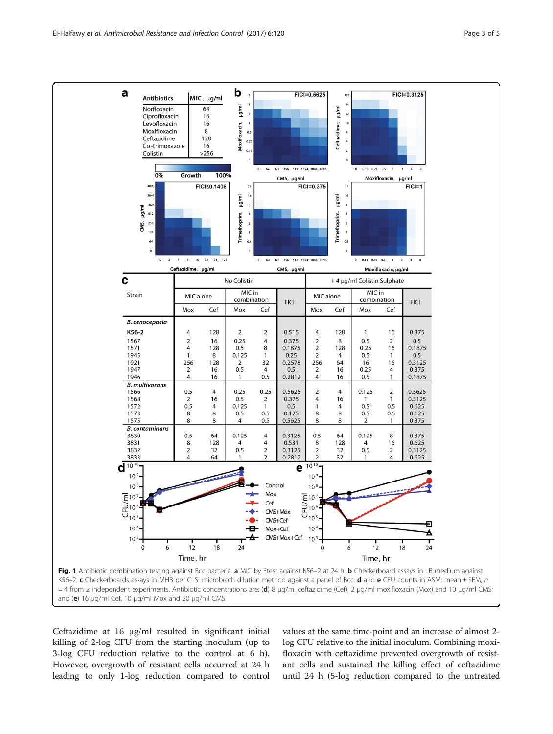**a**

| Antibiotics | MIC, µg/ml |
|---|---|
| Norfloxacin | 64 |
| Ciprofloxacin | 16 |
| Levofloxacin | 16 |
| Moxifloxacin | 8 |
| Ceftazidime | 128 |
| Co-trimoxazole | 16 |
| Colistin | >256 |

**c**

| Strain | No Colistin | | | | | + 4 µg/ml Colistin Sulphate | | | | |
|---|---|---|---|---|---|---|---|---|---|---|
| | MIC alone | | MIC in combination | | FICI | MIC alone | | MIC in combination | | FICI |
| | Mox | Cef | Mox | Cef | | Mox | Cef | Mox | Cef | |
| ***B. cenocepacia*** | | | | | | | | | | |
| **K56-2** | 4 | 128 | 2 | 2 | 0.515 | 4 | 128 | 1 | 16 | 0.375 |
| 1567 | 2 | 16 | 0.25 | 4 | 0.375 | 2 | 8 | 0.5 | 2 | 0.5 |
| 1571 | 4 | 128 | 0.5 | 8 | 0.1875 | 2 | 128 | 0.25 | 16 | 0.1875 |
| 1945 | 1 | 8 | 0.125 | 1 | 0.25 | 2 | 4 | 0.5 | 1 | 0.5 |
| 1921 | 256 | 128 | 2 | 32 | 0.2578 | 256 | 64 | 16 | 16 | 0.3125 |
| 1947 | 2 | 16 | 0.5 | 4 | 0.5 | 2 | 16 | 0.25 | 4 | 0.375 |
| 1946 | 4 | 16 | 1 | 0.5 | 0.2812 | 4 | 16 | 0.5 | 1 | 0.1875 |
| ***B. multivorans*** | | | | | | | | | | |
| 1566 | 0.5 | 4 | 0.25 | 0.25 | 0.5625 | 2 | 4 | 0.125 | 2 | 0.5625 |
| 1568 | 2 | 16 | 0.5 | 2 | 0.375 | 4 | 16 | 1 | 1 | 0.3125 |
| 1572 | 0.5 | 4 | 0.125 | 1 | 0.5 | 1 | 4 | 0.5 | 0.5 | 0.625 |
| 1573 | 8 | 8 | 0.5 | 0.5 | 0.125 | 8 | 8 | 0.5 | 0.5 | 0.125 |
| 1575 | 8 | 8 | 4 | 0.5 | 0.5625 | 8 | 8 | 2 | 1 | 0.375 |
| ***B. contaminans*** | | | | | | | | | | |
| 3830 | 0.5 | 64 | 0.125 | 4 | 0.3125 | 0.5 | 64 | 0.125 | 8 | 0.375 |
| 3831 | 8 | 128 | 4 | 4 | 0.531 | 8 | 128 | 4 | 16 | 0.625 |
| 3832 | 2 | 32 | 0.5 | 2 | 0.3125 | 2 | 32 | 0.5 | 2 | 0.3125 |
| 3833 | 4 | 64 | 1 | 2 | 0.2812 | 2 | 32 | 1 | 4 | 0.625 |

**Fig. 1** Antibiotic combination testing against Bcc bacteria. **a** MIC by Etest against K56–2 at 24 h. **b** Checkerboard assays in LB medium against K56–2. **c** Checkerboards assays in MHB per CLSI microbroth dilution method against a panel of Bcc. **d** and **e** CFU counts in ASM; mean ± SEM, *n* = 4 from 2 independent experiments. Antibiotic concentrations are: (**d**) 8 µg/ml ceftazidime (Cef), 2 µg/ml moxifloxacin (Mox) and 10 µg/ml CMS; and (**e**) 16 µg/ml Cef, 10 µg/ml Mox and 20 µg/ml CMS

Ceftazidime at 16 µg/ml resulted in significant initial killing of 2-log CFU from the starting inoculum (up to 3-log CFU reduction relative to the control at 6 h). However, overgrowth of resistant cells occurred at 24 h leading to only 1-log reduction compared to control values at the same time-point and an increase of almost 2-log CFU relative to the initial inoculum. Combining moxifloxacin with ceftazidime prevented overgrowth of resistant cells and sustained the killing effect of ceftazidime until 24 h (5-log reduction compared to the untreated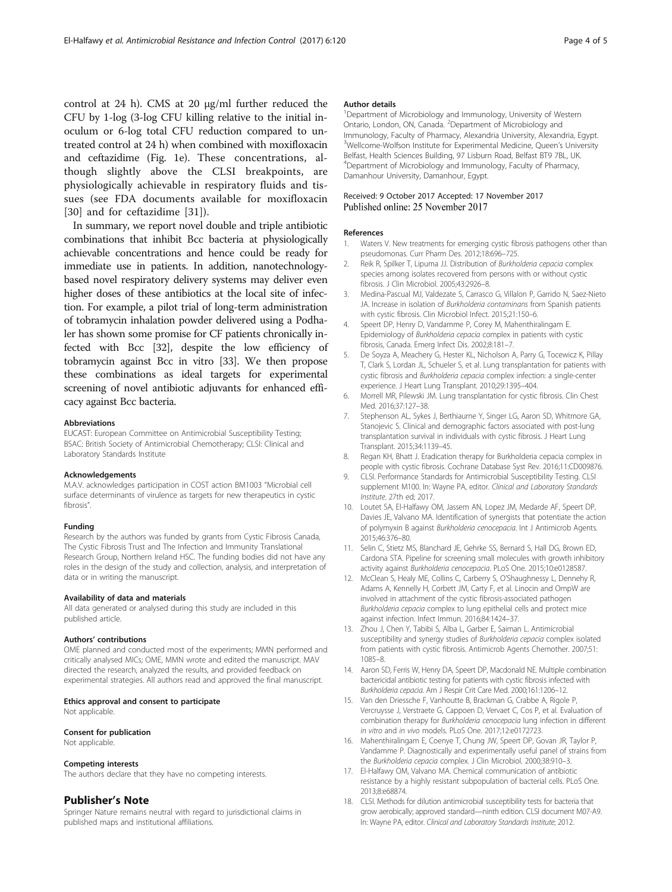control at 24 h). CMS at 20 μg/ml further reduced the CFU by 1-log (3-log CFU killing relative to the initial inoculum or 6-log total CFU reduction compared to untreated control at 24 h) when combined with moxifloxacin and ceftazidime (Fig. 1e). These concentrations, although slightly above the CLSI breakpoints, are physiologically achievable in respiratory fluids and tissues (see FDA documents available for moxifloxacin [30] and for ceftazidime [31]).

In summary, we report novel double and triple antibiotic combinations that inhibit Bcc bacteria at physiologically achievable concentrations and hence could be ready for immediate use in patients. In addition, nanotechnology-based novel respiratory delivery systems may deliver even higher doses of these antibiotics at the local site of infection. For example, a pilot trial of long-term administration of tobramycin inhalation powder delivered using a Podhaler has shown some promise for CF patients chronically infected with Bcc [32], despite the low efficiency of tobramycin against Bcc in vitro [33]. We then propose these combinations as ideal targets for experimental screening of novel antibiotic adjuvants for enhanced efficacy against Bcc bacteria.

#### Abbreviations

EUCAST: European Committee on Antimicrobial Susceptibility Testing; BSAC: British Society of Antimicrobial Chemotherapy; CLSI: Clinical and Laboratory Standards Institute

#### Acknowledgements

M.A.V. acknowledges participation in COST action BM1003 "Microbial cell surface determinants of virulence as targets for new therapeutics in cystic fibrosis".

#### Funding

Research by the authors was funded by grants from Cystic Fibrosis Canada, The Cystic Fibrosis Trust and The Infection and Immunity Translational Research Group, Northern Ireland HSC. The funding bodies did not have any roles in the design of the study and collection, analysis, and interpretation of data or in writing the manuscript.

#### Availability of data and materials

All data generated or analysed during this study are included in this published article.

#### Authors' contributions

OME planned and conducted most of the experiments; MMN performed and critically analysed MICs; OME, MMN wrote and edited the manuscript. MAV directed the research, analyzed the results, and provided feedback on experimental strategies. All authors read and approved the final manuscript.

#### Ethics approval and consent to participate

Not applicable.

#### Consent for publication

Not applicable.

#### Competing interests

The authors declare that they have no competing interests.

## Publisher's Note

Springer Nature remains neutral with regard to jurisdictional claims in published maps and institutional affiliations.

#### Author details

[1]Department of Microbiology and Immunology, University of Western Ontario, London, ON, Canada. [2]Department of Microbiology and Immunology, Faculty of Pharmacy, Alexandria University, Alexandria, Egypt. [3]Wellcome-Wolfson Institute for Experimental Medicine, Queen's University Belfast, Health Sciences Building, 97 Lisburn Road, Belfast BT9 7BL, UK. [4]Department of Microbiology and Immunology, Faculty of Pharmacy, Damanhour University, Damanhour, Egypt.

Received: 9 October 2017 Accepted: 17 November 2017
Published online: 25 November 2017

#### References

1. Waters V. New treatments for emerging cystic fibrosis pathogens other than pseudomonas. Curr Pharm Des. 2012;18:696–725.
2. Reik R, Spilker T, Lipuma JJ. Distribution of *Burkholderia cepacia* complex species among isolates recovered from persons with or without cystic fibrosis. J Clin Microbiol. 2005;43:2926–8.
3. Medina-Pascual MJ, Valdezate S, Carrasco G, Villalon P, Garrido N, Saez-Nieto JA. Increase in isolation of *Burkholderia contaminans* from Spanish patients with cystic fibrosis. Clin Microbiol Infect. 2015;21:150–6.
4. Speert DP, Henry D, Vandamme P, Corey M, Mahenthiralingam E. Epidemiology of *Burkholderia cepacia* complex in patients with cystic fibrosis, Canada. Emerg Infect Dis. 2002;8:181–7.
5. De Soyza A, Meachery G, Hester KL, Nicholson A, Parry G, Tocewicz K, Pillay T, Clark S, Lordan JL, Schueler S, et al. Lung transplantation for patients with cystic fibrosis and *Burkholderia cepacia* complex infection: a single-center experience. J Heart Lung Transplant. 2010;29:1395–404.
6. Morrell MR, Pilewski JM. Lung transplantation for cystic fibrosis. Clin Chest Med. 2016;37:127–38.
7. Stephenson AL, Sykes J, Berthiaume Y, Singer LG, Aaron SD, Whitmore GA, Stanojevic S. Clinical and demographic factors associated with post-lung transplantation survival in individuals with cystic fibrosis. J Heart Lung Transplant. 2015;34:1139–45.
8. Regan KH, Bhatt J. Eradication therapy for Burkholderia cepacia complex in people with cystic fibrosis. Cochrane Database Syst Rev. 2016;11:CD009876.
9. CLSI. Performance Standards for Antimicrobial Susceptibility Testing. CLSI supplement M100. In: Wayne PA, editor. *Clinical and Laboratory Standards Institute*. 27th ed; 2017.
10. Loutet SA, El-Halfawy OM, Jassem AN, Lopez JM, Medarde AF, Speert DP, Davies JE, Valvano MA. Identification of synergists that potentiate the action of polymyxin B against *Burkholderia cenocepacia*. Int J Antimicrob Agents. 2015;46:376–80.
11. Selin C, Stietz MS, Blanchard JE, Gehrke SS, Bernard S, Hall DG, Brown ED, Cardona STA. Pipeline for screening small molecules with growth inhibitory activity against *Burkholderia cenocepacia*. PLoS One. 2015;10:e0128587.
12. McClean S, Healy ME, Collins C, Carberry S, O'Shaughnessy L, Dennehy R, Adams A, Kennelly H, Corbett JM, Carty F, et al. Linocin and OmpW are involved in attachment of the cystic fibrosis-associated pathogen *Burkholderia cepacia* complex to lung epithelial cells and protect mice against infection. Infect Immun. 2016;84:1424–37.
13. Zhou J, Chen Y, Tabibi S, Alba L, Garber E, Saiman L. Antimicrobial susceptibility and synergy studies of *Burkholderia cepacia* complex isolated from patients with cystic fibrosis. Antimicrob Agents Chemother. 2007;51:1085–8.
14. Aaron SD, Ferris W, Henry DA, Speert DP, Macdonald NE. Multiple combination bactericidal antibiotic testing for patients with cystic fibrosis infected with *Burkholderia cepacia*. Am J Respir Crit Care Med. 2000;161:1206–12.
15. Van den Driessche F, Vanhoutte B, Brackman G, Crabbe A, Rigole P, Vercruysse J, Verstraete G, Cappoen D, Vervaet C, Cos P, et al. Evaluation of combination therapy for *Burkholderia cenocepacia* lung infection in different *in vitro* and *in vivo* models. PLoS One. 2017;12:e0172723.
16. Mahenthiralingam E, Coenye T, Chung JW, Speert DP, Govan JR, Taylor P, Vandamme P. Diagnostically and experimentally useful panel of strains from the *Burkholderia cepacia* complex. J Clin Microbiol. 2000;38:910–3.
17. El-Halfawy OM, Valvano MA. Chemical communication of antibiotic resistance by a highly resistant subpopulation of bacterial cells. PLoS One. 2013;8:e68874.
18. CLSI. Methods for dilution antimicrobial susceptibility tests for bacteria that grow aerobically; approved standard—ninth edition. CLSI document M07-A9. In: Wayne PA, editor. *Clinical and Laboratory Standards Institute*; 2012.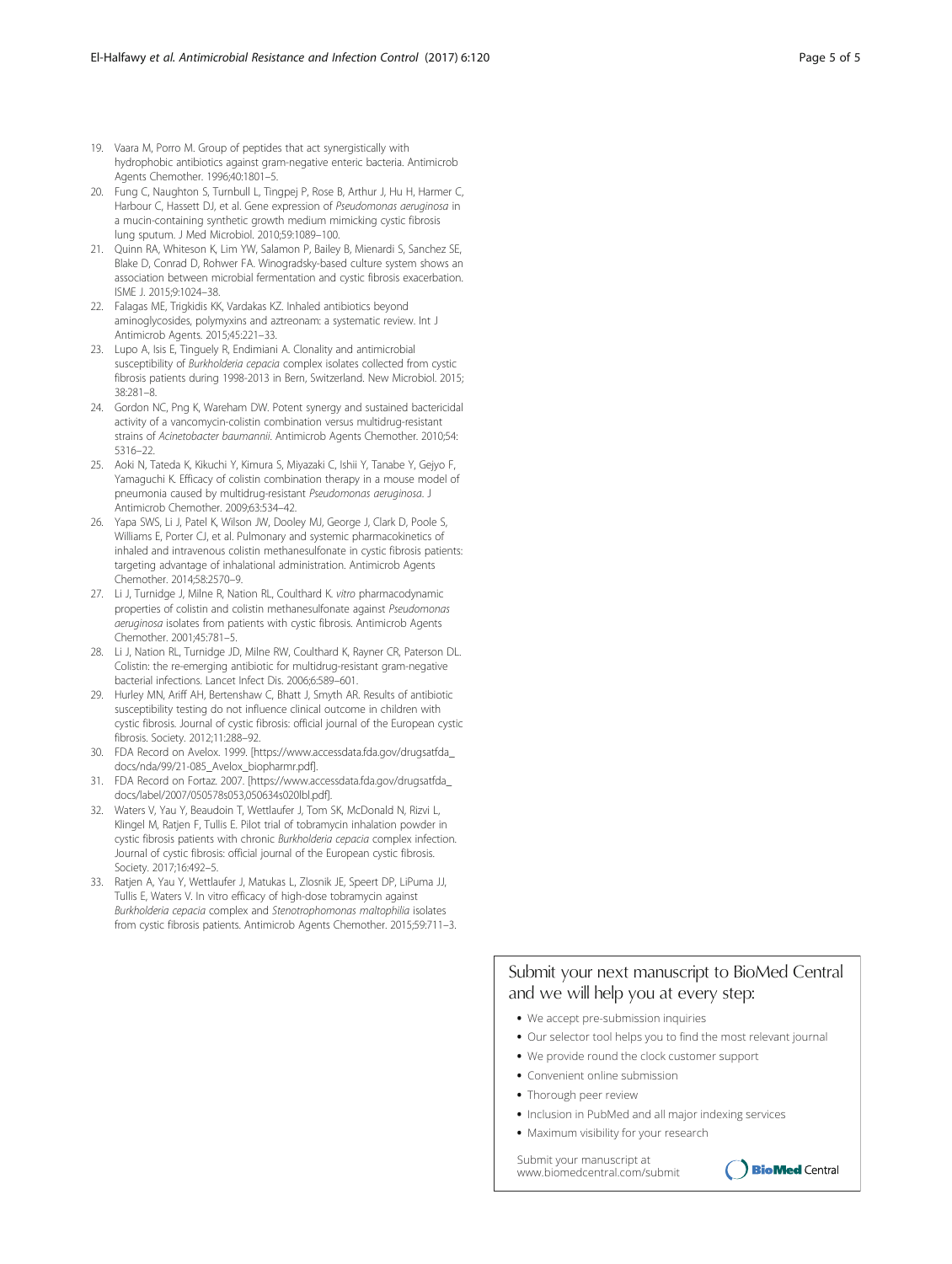19. Vaara M, Porro M. Group of peptides that act synergistically with hydrophobic antibiotics against gram-negative enteric bacteria. Antimicrob Agents Chemother. 1996;40:1801–5.
20. Fung C, Naughton S, Turnbull L, Tingpej P, Rose B, Arthur J, Hu H, Harmer C, Harbour C, Hassett DJ, et al. Gene expression of *Pseudomonas aeruginosa* in a mucin-containing synthetic growth medium mimicking cystic fibrosis lung sputum. J Med Microbiol. 2010;59:1089–100.
21. Quinn RA, Whiteson K, Lim YW, Salamon P, Bailey B, Mienardi S, Sanchez SE, Blake D, Conrad D, Rohwer FA. Winogradsky-based culture system shows an association between microbial fermentation and cystic fibrosis exacerbation. ISME J. 2015;9:1024–38.
22. Falagas ME, Trigkidis KK, Vardakas KZ. Inhaled antibiotics beyond aminoglycosides, polymyxins and aztreonam: a systematic review. Int J Antimicrob Agents. 2015;45:221–33.
23. Lupo A, Isis E, Tinguely R, Endimiani A. Clonality and antimicrobial susceptibility of *Burkholderia cepacia* complex isolates collected from cystic fibrosis patients during 1998-2013 in Bern, Switzerland. New Microbiol. 2015; 38:281–8.
24. Gordon NC, Png K, Wareham DW. Potent synergy and sustained bactericidal activity of a vancomycin-colistin combination versus multidrug-resistant strains of *Acinetobacter baumannii*. Antimicrob Agents Chemother. 2010;54: 5316–22.
25. Aoki N, Tateda K, Kikuchi Y, Kimura S, Miyazaki C, Ishii Y, Tanabe Y, Gejyo F, Yamaguchi K. Efficacy of colistin combination therapy in a mouse model of pneumonia caused by multidrug-resistant *Pseudomonas aeruginosa*. J Antimicrob Chemother. 2009;63:534–42.
26. Yapa SWS, Li J, Patel K, Wilson JW, Dooley MJ, George J, Clark D, Poole S, Williams E, Porter CJ, et al. Pulmonary and systemic pharmacokinetics of inhaled and intravenous colistin methanesulfonate in cystic fibrosis patients: targeting advantage of inhalational administration. Antimicrob Agents Chemother. 2014;58:2570–9.
27. Li J, Turnidge J, Milne R, Nation RL, Coulthard K. *vitro* pharmacodynamic properties of colistin and colistin methanesulfonate against *Pseudomonas aeruginosa* isolates from patients with cystic fibrosis. Antimicrob Agents Chemother. 2001;45:781–5.
28. Li J, Nation RL, Turnidge JD, Milne RW, Coulthard K, Rayner CR, Paterson DL. Colistin: the re-emerging antibiotic for multidrug-resistant gram-negative bacterial infections. Lancet Infect Dis. 2006;6:589–601.
29. Hurley MN, Ariff AH, Bertenshaw C, Bhatt J, Smyth AR. Results of antibiotic susceptibility testing do not influence clinical outcome in children with cystic fibrosis. Journal of cystic fibrosis: official journal of the European cystic fibrosis. Society. 2012;11:288–92.
30. FDA Record on Avelox. 1999. [https://www.accessdata.fda.gov/drugsatfda_docs/nda/99/21-085_Avelox_biopharmr.pdf].
31. FDA Record on Fortaz. 2007. [https://www.accessdata.fda.gov/drugsatfda_docs/label/2007/050578s053,050634s020lbl.pdf].
32. Waters V, Yau Y, Beaudoin T, Wettlaufer J, Tom SK, McDonald N, Rizvi L, Klingel M, Ratjen F, Tullis E. Pilot trial of tobramycin inhalation powder in cystic fibrosis patients with chronic *Burkholderia cepacia* complex infection. Journal of cystic fibrosis: official journal of the European cystic fibrosis. Society. 2017;16:492–5.
33. Ratjen A, Yau Y, Wettlaufer J, Matukas L, Zlosnik JE, Speert DP, LiPuma JJ, Tullis E, Waters V. In vitro efficacy of high-dose tobramycin against *Burkholderia cepacia* complex and *Stenotrophomonas maltophilia* isolates from cystic fibrosis patients. Antimicrob Agents Chemother. 2015;59:711–3.

Submit your next manuscript to BioMed Central and we will help you at every step:

- We accept pre-submission inquiries
- Our selector tool helps you to find the most relevant journal
- We provide round the clock customer support
- Convenient online submission
- Thorough peer review
- Inclusion in PubMed and all major indexing services
- Maximum visibility for your research

Submit your manuscript at
www.biomedcentral.com/submit

BioMed Central